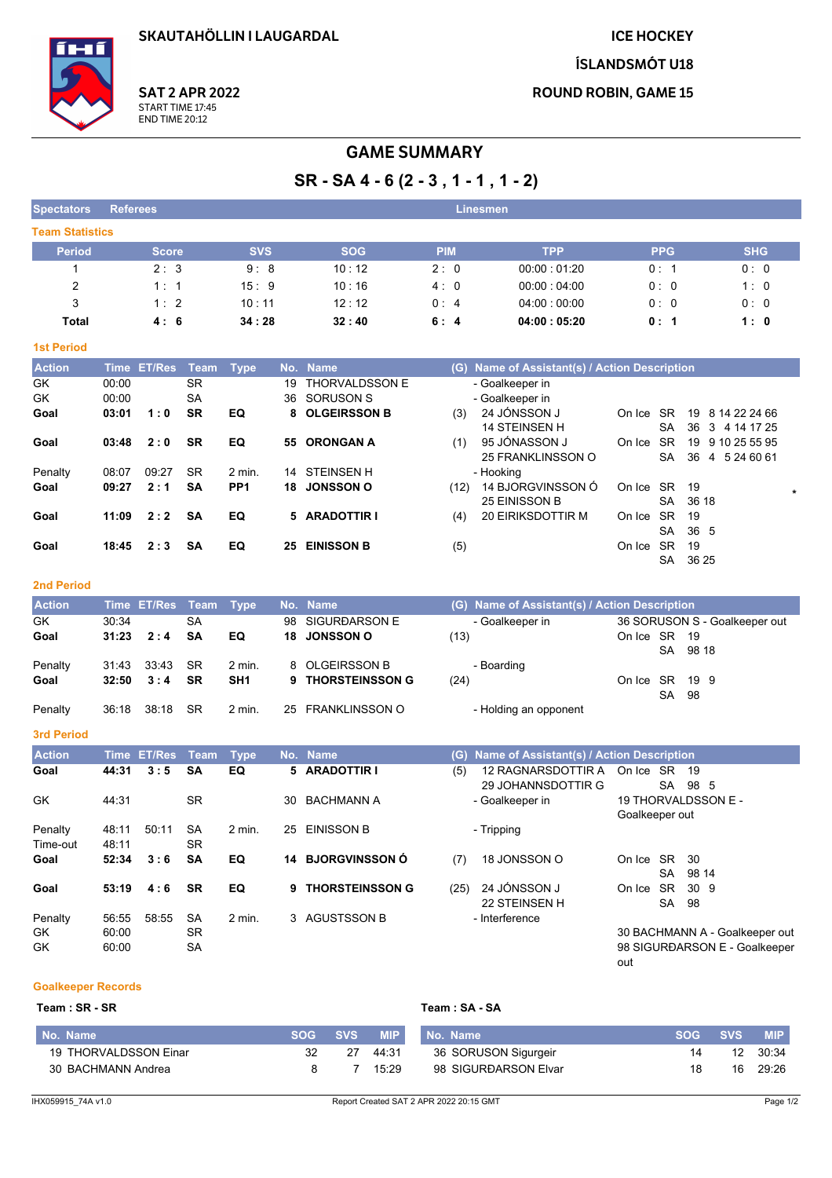**SKAUTAHÖLLIN I LAUGARDAL**

**SAT 2 APR 2022**
START TIME 17:45
END TIME 20:12

**ICE HOCKEY**
**ÍSLANDSMÓT U18**
**ROUND ROBIN, GAME 15**

# GAME SUMMARY

## SR - SA 4 - 6 (2 - 3 , 1 - 1 , 1 - 2)

| Spectators | Referees | Linesmen |
|---|---|---|

### Team Statistics

| Period | Score | SVS | SOG | PIM | TPP | PPG | SHG |
|---|---|---|---|---|---|---|---|
| 1 | 2 : 3 | 9 : 8 | 10 : 12 | 2 : 0 | 00:00 : 01:20 | 0 : 1 | 0 : 0 |
| 2 | 1 : 1 | 15 : 9 | 10 : 16 | 4 : 0 | 00:00 : 04:00 | 0 : 0 | 1 : 0 |
| 3 | 1 : 2 | 10 : 11 | 12 : 12 | 0 : 4 | 04:00 : 00:00 | 0 : 0 | 0 : 0 |
| **Total** | **4 : 6** | **34 : 28** | **32 : 40** | **6 : 4** | **04:00 : 05:20** | **0 : 1** | **1 : 0** |

### 1st Period

| Action | Time | ET/Res | Team | Type | No. | Name | (G) | Name of Assistant(s) / Action Description | | |
|---|---|---|---|---|---|---|---|---|---|---|
| GK | 00:00 | | SR | | 19 | THORVALDSSON E | | - Goalkeeper in | | |
| GK | 00:00 | | SA | | 36 | SORUSON S | | - Goalkeeper in | | |
| **Goal** | **03:01** | **1 : 0** | **SR** | **EQ** | **8** | **OLGEIRSSON B** | (3) | 24 JÓNSSON J<br>14 STEINSEN H | On Ice SR<br>SA | 19 8 14 22 24 66<br>36 3 4 14 17 25 |
| **Goal** | **03:48** | **2 : 0** | **SR** | **EQ** | **55** | **ORONGAN A** | (1) | 95 JÓNASSON J<br>25 FRANKLINSSON O | On Ice SR<br>SA | 19 9 10 25 55 95<br>36 4 5 24 60 61 |
| Penalty | 08:07 | 09:27 | SR | 2 min. | 14 | STEINSEN H | | - Hooking | | |
| **Goal** | **09:27** | **2 : 1** | **SA** | **PP1** | **18** | **JONSSON O** | (12) | 14 BJORGVINSSON Ó<br>25 EINISSON B | On Ice SR<br>SA | 19<br>36 18 * |
| **Goal** | **11:09** | **2 : 2** | **SA** | **EQ** | **5** | **ARADOTTIR I** | (4) | 20 EIRIKSDOTTIR M | On Ice SR<br>SA | 19<br>36 5 |
| **Goal** | **18:45** | **2 : 3** | **SA** | **EQ** | **25** | **EINISSON B** | (5) | | On Ice SR<br>SA | 19<br>36 25 |

### 2nd Period

| Action | Time | ET/Res | Team | Type | No. | Name | (G) | Name of Assistant(s) / Action Description | | |
|---|---|---|---|---|---|---|---|---|---|---|
| GK | 30:34 | | SA | | 98 | SIGURÐARSON E | | - Goalkeeper in | 36 SORUSON S - Goalkeeper out | |
| **Goal** | **31:23** | **2 : 4** | **SA** | **EQ** | **18** | **JONSSON O** | (13) | | On Ice SR<br>SA | 19<br>98 18 |
| Penalty | 31:43 | 33:43 | SR | 2 min. | 8 | OLGEIRSSON B | | - Boarding | | |
| **Goal** | **32:50** | **3 : 4** | **SR** | **SH1** | **9** | **THORSTEINSSON G** | (24) | | On Ice SR<br>SA | 19 9<br>98 |
| Penalty | 36:18 | 38:18 | SR | 2 min. | 25 | FRANKLINSSON O | | - Holding an opponent | | |

### 3rd Period

| Action | Time | ET/Res | Team | Type | No. | Name | (G) | Name of Assistant(s) / Action Description | | |
|---|---|---|---|---|---|---|---|---|---|---|
| **Goal** | **44:31** | **3 : 5** | **SA** | **EQ** | **5** | **ARADOTTIR I** | (5) | 12 RAGNARSDOTTIR A<br>29 JOHANNSDOTTIR G | On Ice SR<br>SA | 19<br>98 5 |
| GK | 44:31 | | SR | | 30 | BACHMANN A | | - Goalkeeper in | 19 THORVALDSSON E - Goalkeeper out | |
| Penalty | 48:11 | 50:11 | SA | 2 min. | 25 | EINISSON B | | - Tripping | | |
| Time-out | 48:11 | | SR | | | | | | | |
| **Goal** | **52:34** | **3 : 6** | **SA** | **EQ** | **14** | **BJORGVINSSON Ó** | (7) | 18 JONSSON O | On Ice SR<br>SA | 30<br>98 14 |
| **Goal** | **53:19** | **4 : 6** | **SR** | **EQ** | **9** | **THORSTEINSSON G** | (25) | 24 JÓNSSON J<br>22 STEINSEN H | On Ice SR<br>SA | 30 9<br>98 |
| Penalty | 56:55 | 58:55 | SA | 2 min. | 3 | AGUSTSSON B | | - Interference | | |
| GK | 60:00 | | SR | | | | | | 30 BACHMANN A - Goalkeeper out | |
| GK | 60:00 | | SA | | | | | | 98 SIGURÐARSON E - Goalkeeper out | |

### Goalkeeper Records

**Team : SR - SR**

| No. Name | SOG | SVS | MIP |
|---|---|---|---|
| 19 THORVALDSSON Einar | 32 | 27 | 44:31 |
| 30 BACHMANN Andrea | 8 | 7 | 15:29 |

**Team : SA - SA**

| No. Name | SOG | SVS | MIP |
|---|---|---|---|
| 36 SORUSON Sigurgeir | 14 | 12 | 30:34 |
| 98 SIGURÐARSON Elvar | 18 | 16 | 29:26 |

IHX059915_74A v1.0 Report Created SAT 2 APR 2022 20:15 GMT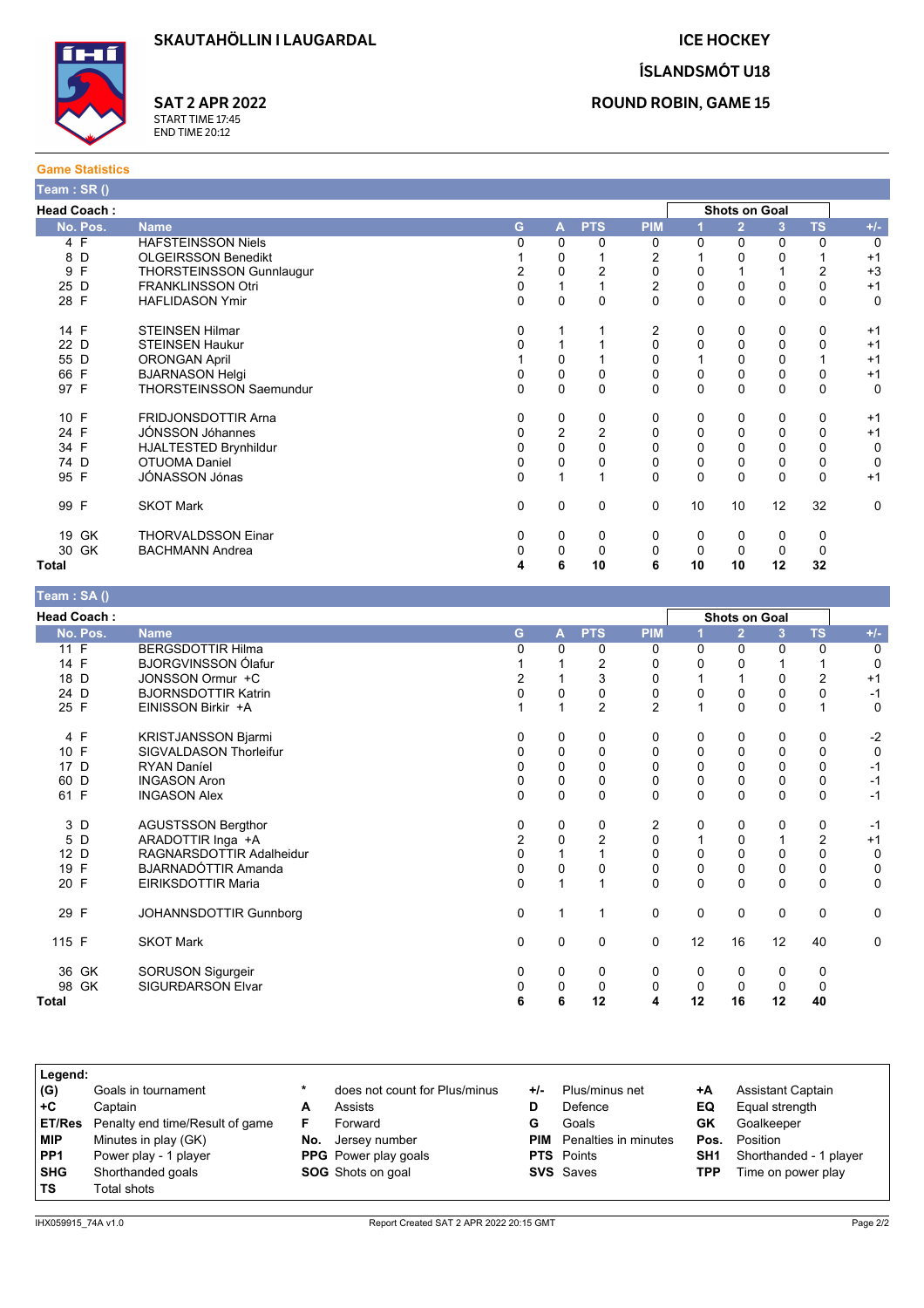SKAUTAHÖLLIN I LAUGARDAL

**SAT 2 APR 2022**
START TIME 17:45
END TIME 20:12

# ICE HOCKEY
## ÍSLANDSMÓT U18
## ROUND ROBIN, GAME 15

### Game Statistics

**Team : SR ()**

**Head Coach :**

| No. | Pos. | Name | G | A | PTS | PIM | Shots on Goal 1 | 2 | 3 | TS | +/- |
|---|---|---|---|---|---|---|---|---|---|---|---|
| 4 | F | HAFSTEINSSON Niels | 0 | 0 | 0 | 0 | 0 | 0 | 0 | 0 | 0 |
| 8 | D | OLGEIRSSON Benedikt | 1 | 0 | 1 | 2 | 1 | 0 | 0 | 1 | +1 |
| 9 | F | THORSTEINSSON Gunnlaugur | 2 | 0 | 2 | 0 | 0 | 1 | 1 | 2 | +3 |
| 25 | D | FRANKLINSSON Otri | 0 | 1 | 1 | 2 | 0 | 0 | 0 | 0 | +1 |
| 28 | F | HAFLIDASON Ymir | 0 | 0 | 0 | 0 | 0 | 0 | 0 | 0 | 0 |
| 14 | F | STEINSEN Hilmar | 0 | 1 | 1 | 2 | 0 | 0 | 0 | 0 | +1 |
| 22 | D | STEINSEN Haukur | 0 | 1 | 1 | 0 | 0 | 0 | 0 | 0 | +1 |
| 55 | D | ORONGAN April | 1 | 0 | 1 | 0 | 1 | 0 | 0 | 1 | +1 |
| 66 | F | BJARNASON Helgi | 0 | 0 | 0 | 0 | 0 | 0 | 0 | 0 | +1 |
| 97 | F | THORSTEINSSON Saemundur | 0 | 0 | 0 | 0 | 0 | 0 | 0 | 0 | 0 |
| 10 | F | FRIDJONSDOTTIR Arna | 0 | 0 | 0 | 0 | 0 | 0 | 0 | 0 | +1 |
| 24 | F | JÓNSSON Jóhannes | 0 | 2 | 2 | 0 | 0 | 0 | 0 | 0 | +1 |
| 34 | F | HJALTESTED Brynhildur | 0 | 0 | 0 | 0 | 0 | 0 | 0 | 0 | 0 |
| 74 | D | OTUOMA Daniel | 0 | 0 | 0 | 0 | 0 | 0 | 0 | 0 | 0 |
| 95 | F | JÓNASSON Jónas | 0 | 1 | 1 | 0 | 0 | 0 | 0 | 0 | +1 |
| 99 | F | SKOT Mark | 0 | 0 | 0 | 0 | 10 | 10 | 12 | 32 | 0 |
| 19 | GK | THORVALDSSON Einar | 0 | 0 | 0 | 0 | 0 | 0 | 0 | 0 | |
| 30 | GK | BACHMANN Andrea | 0 | 0 | 0 | 0 | 0 | 0 | 0 | 0 | |
| **Total** | | | **4** | **6** | **10** | **6** | **10** | **10** | **12** | **32** | |

**Team : SA ()**

**Head Coach :**

| No. | Pos. | Name | G | A | PTS | PIM | Shots on Goal 1 | 2 | 3 | TS | +/- |
|---|---|---|---|---|---|---|---|---|---|---|---|
| 11 | F | BERGSDOTTIR Hilma | 0 | 0 | 0 | 0 | 0 | 0 | 0 | 0 | 0 |
| 14 | F | BJORGVINSSON Ólafur | 1 | 1 | 2 | 0 | 0 | 0 | 1 | 1 | 0 |
| 18 | D | JONSSON Ormur +C | 2 | 1 | 3 | 0 | 1 | 1 | 0 | 2 | +1 |
| 24 | D | BJORNSDOTTIR Katrin | 0 | 0 | 0 | 0 | 0 | 0 | 0 | 0 | -1 |
| 25 | F | EINISSON Birkir +A | 1 | 1 | 2 | 2 | 1 | 0 | 0 | 1 | 0 |
| 4 | F | KRISTJANSSON Bjarmi | 0 | 0 | 0 | 0 | 0 | 0 | 0 | 0 | -2 |
| 10 | F | SIGVALDASON Thorleifur | 0 | 0 | 0 | 0 | 0 | 0 | 0 | 0 | 0 |
| 17 | D | RYAN Daníel | 0 | 0 | 0 | 0 | 0 | 0 | 0 | 0 | -1 |
| 60 | D | INGASON Aron | 0 | 0 | 0 | 0 | 0 | 0 | 0 | 0 | -1 |
| 61 | F | INGASON Alex | 0 | 0 | 0 | 0 | 0 | 0 | 0 | 0 | -1 |
| 3 | D | AGUSTSSON Bergthor | 0 | 0 | 0 | 2 | 0 | 0 | 0 | 0 | -1 |
| 5 | D | ARADOTTIR Inga +A | 2 | 0 | 2 | 0 | 1 | 0 | 1 | 2 | +1 |
| 12 | D | RAGNARSDOTTIR Adalheidur | 0 | 1 | 1 | 0 | 0 | 0 | 0 | 0 | 0 |
| 19 | F | BJARNADÓTTIR Amanda | 0 | 0 | 0 | 0 | 0 | 0 | 0 | 0 | 0 |
| 20 | F | EIRIKSDOTTIR Maria | 0 | 1 | 1 | 0 | 0 | 0 | 0 | 0 | 0 |
| 29 | F | JOHANNSDOTTIR Gunnborg | 0 | 1 | 1 | 0 | 0 | 0 | 0 | 0 | 0 |
| 115 | F | SKOT Mark | 0 | 0 | 0 | 0 | 12 | 16 | 12 | 40 | 0 |
| 36 | GK | SORUSON Sigurgeir | 0 | 0 | 0 | 0 | 0 | 0 | 0 | 0 | |
| 98 | GK | SIGURÐARSON Elvar | 0 | 0 | 0 | 0 | 0 | 0 | 0 | 0 | |
| **Total** | | | **6** | **6** | **12** | **4** | **12** | **16** | **12** | **40** | |

**Legend:**

| | | | | | | | |
|---|---|---|---|---|---|---|---|
| **(G)** | Goals in tournament | * | does not count for Plus/minus | **+/-** | Plus/minus net | **+A** | Assistant Captain |
| **+C** | Captain | **A** | Assists | **D** | Defence | **EQ** | Equal strength |
| **ET/Res** | Penalty end time/Result of game | **F** | Forward | **G** | Goals | **GK** | Goalkeeper |
| **MIP** | Minutes in play (GK) | **No.** | Jersey number | **PIM** | Penalties in minutes | **Pos.** | Position |
| **PP1** | Power play - 1 player | **PPG** | Power play goals | **PTS** | Points | **SH1** | Shorthanded - 1 player |
| **SHG** | Shorthanded goals | **SOG** | Shots on goal | **SVS** | Saves | **TPP** | Time on power play |
| **TS** | Total shots | | | | | | |

IHX059915_74A v1.0 Report Created SAT 2 APR 2022 20:15 GMT